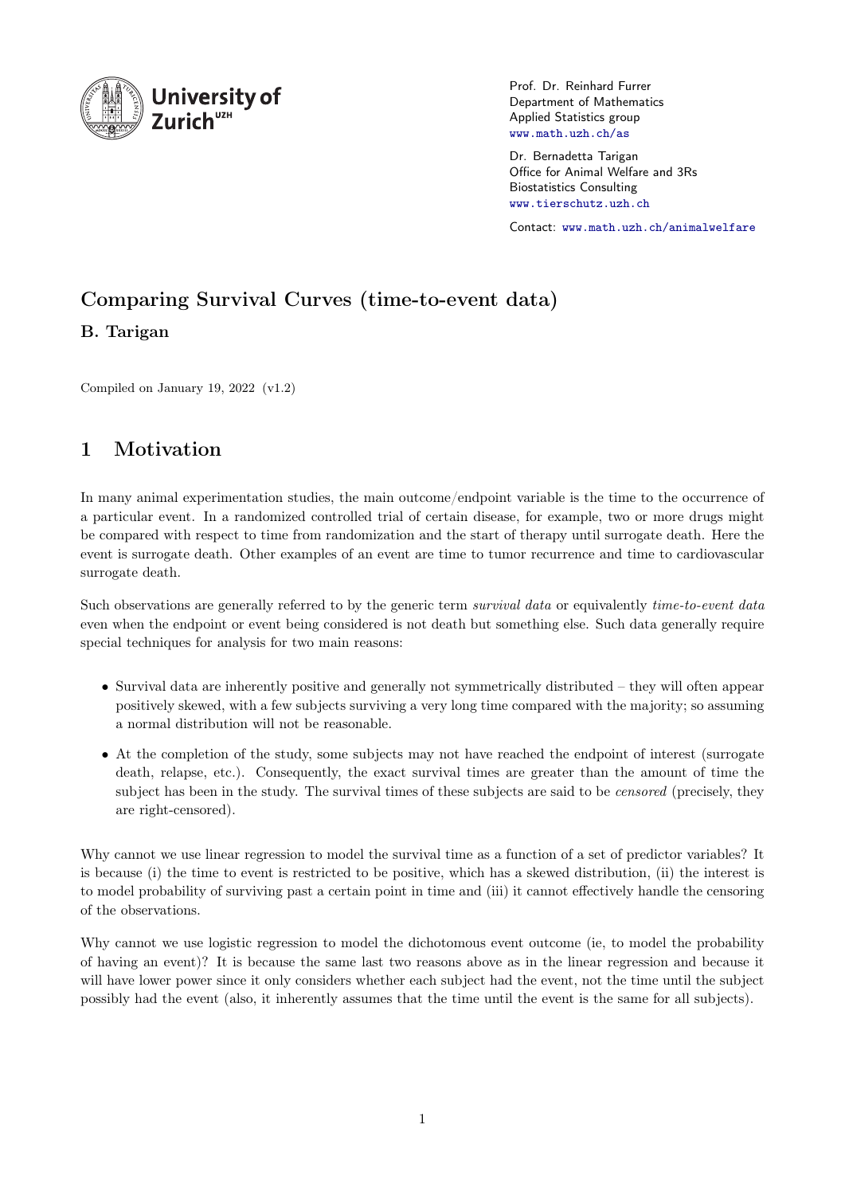Prof. Dr. Reinhard Furrer
Department of Mathematics
Applied Statistics group
www.math.uzh.ch/as

Dr. Bernadetta Tarigan
Office for Animal Welfare and 3Rs
Biostatistics Consulting
www.tierschutz.uzh.ch

Contact: www.math.uzh.ch/animalwelfare

# Comparing Survival Curves (time-to-event data)

**B. Tarigan**

Compiled on January 19, 2022 (v1.2)

## 1 Motivation

In many animal experimentation studies, the main outcome/endpoint variable is the time to the occurrence of a particular event. In a randomized controlled trial of certain disease, for example, two or more drugs might be compared with respect to time from randomization and the start of therapy until surrogate death. Here the event is surrogate death. Other examples of an event are time to tumor recurrence and time to cardiovascular surrogate death.

Such observations are generally referred to by the generic term *survival data* or equivalently *time-to-event data* even when the endpoint or event being considered is not death but something else. Such data generally require special techniques for analysis for two main reasons:

- Survival data are inherently positive and generally not symmetrically distributed – they will often appear positively skewed, with a few subjects surviving a very long time compared with the majority; so assuming a normal distribution will not be reasonable.
- At the completion of the study, some subjects may not have reached the endpoint of interest (surrogate death, relapse, etc.). Consequently, the exact survival times are greater than the amount of time the subject has been in the study. The survival times of these subjects are said to be *censored* (precisely, they are right-censored).

Why cannot we use linear regression to model the survival time as a function of a set of predictor variables? It is because (i) the time to event is restricted to be positive, which has a skewed distribution, (ii) the interest is to model probability of surviving past a certain point in time and (iii) it cannot effectively handle the censoring of the observations.

Why cannot we use logistic regression to model the dichotomous event outcome (ie, to model the probability of having an event)? It is because the same last two reasons above as in the linear regression and because it will have lower power since it only considers whether each subject had the event, not the time until the subject possibly had the event (also, it inherently assumes that the time until the event is the same for all subjects).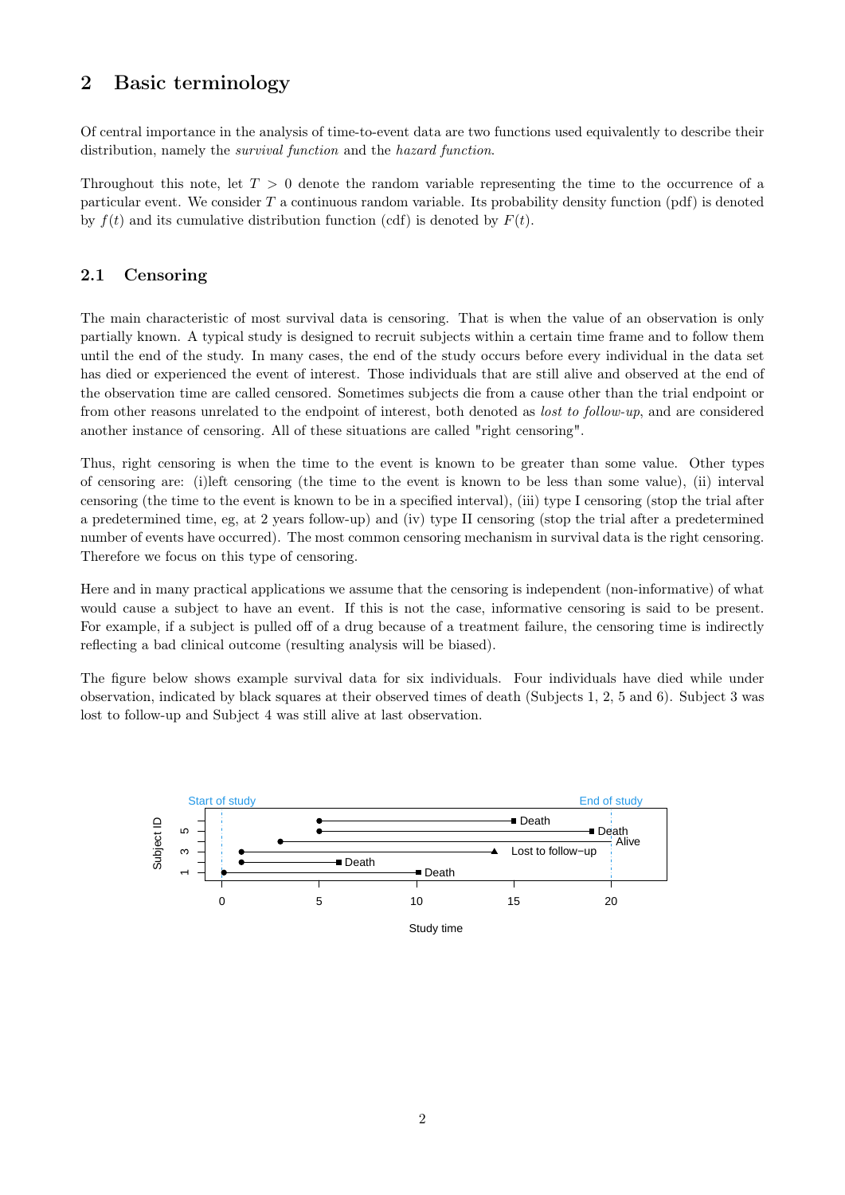## 2 Basic terminology

Of central importance in the analysis of time-to-event data are two functions used equivalently to describe their distribution, namely the *survival function* and the *hazard function*.

Throughout this note, let $T > 0$ denote the random variable representing the time to the occurrence of a particular event. We consider $T$ a continuous random variable. Its probability density function (pdf) is denoted by $f(t)$ and its cumulative distribution function (cdf) is denoted by $F(t)$.

### 2.1 Censoring

The main characteristic of most survival data is censoring. That is when the value of an observation is only partially known. A typical study is designed to recruit subjects within a certain time frame and to follow them until the end of the study. In many cases, the end of the study occurs before every individual in the data set has died or experienced the event of interest. Those individuals that are still alive and observed at the end of the observation time are called censored. Sometimes subjects die from a cause other than the trial endpoint or from other reasons unrelated to the endpoint of interest, both denoted as *lost to follow-up*, and are considered another instance of censoring. All of these situations are called "right censoring".

Thus, right censoring is when the time to the event is known to be greater than some value. Other types of censoring are: (i)left censoring (the time to the event is known to be less than some value), (ii) interval censoring (the time to the event is known to be in a specified interval), (iii) type I censoring (stop the trial after a predetermined time, eg, at 2 years follow-up) and (iv) type II censoring (stop the trial after a predetermined number of events have occurred). The most common censoring mechanism in survival data is the right censoring. Therefore we focus on this type of censoring.

Here and in many practical applications we assume that the censoring is independent (non-informative) of what would cause a subject to have an event. If this is not the case, informative censoring is said to be present. For example, if a subject is pulled off of a drug because of a treatment failure, the censoring time is indirectly reflecting a bad clinical outcome (resulting analysis will be biased).

The figure below shows example survival data for six individuals. Four individuals have died while under observation, indicated by black squares at their observed times of death (Subjects 1, 2, 5 and 6). Subject 3 was lost to follow-up and Subject 4 was still alive at last observation.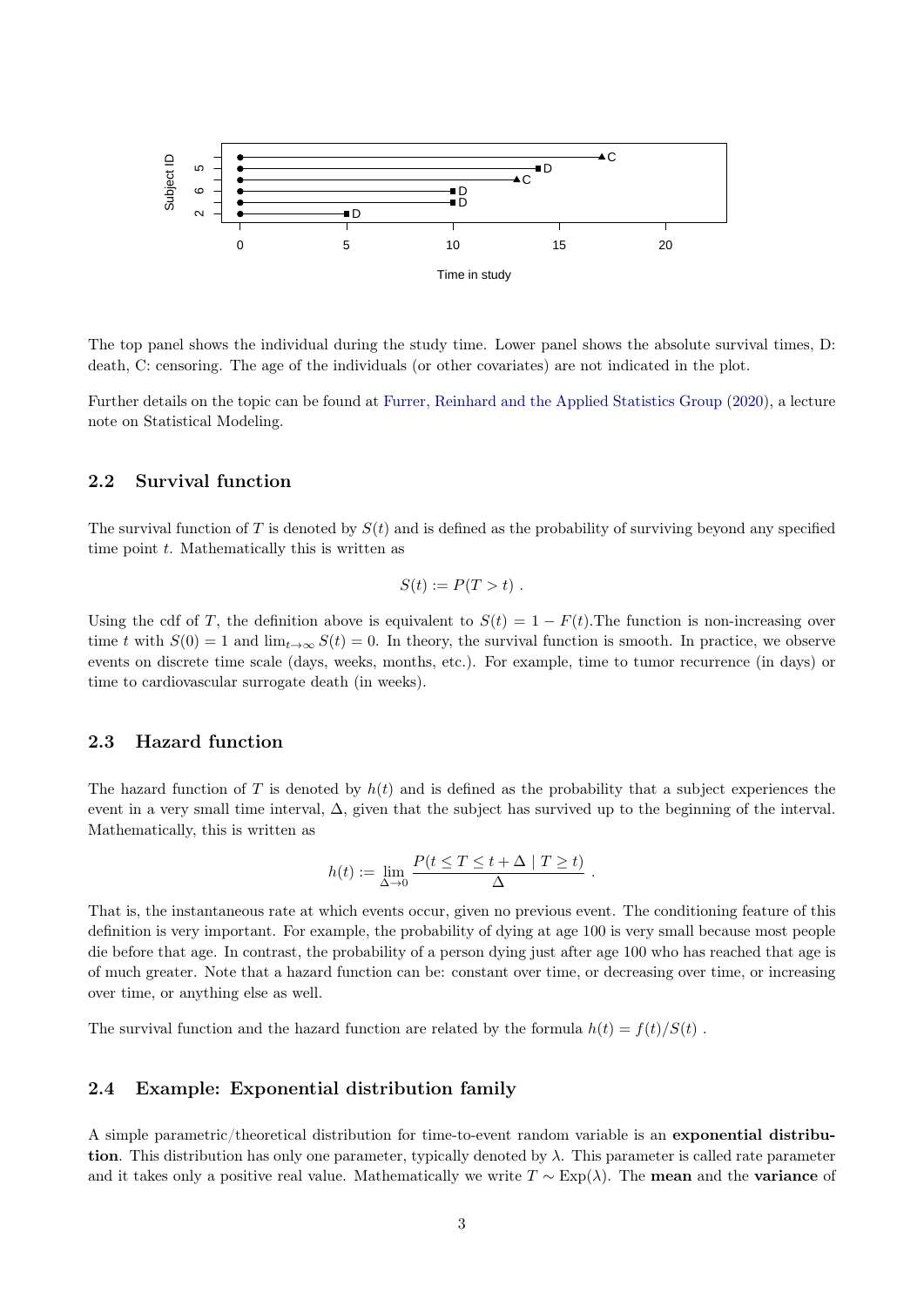The top panel shows the individual during the study time. Lower panel shows the absolute survival times, D: death, C: censoring. The age of the individuals (or other covariates) are not indicated in the plot.

Further details on the topic can be found at Furrer, Reinhard and the Applied Statistics Group (2020), a lecture note on Statistical Modeling.

## 2.2 Survival function

The survival function of $T$ is denoted by $S(t)$ and is defined as the probability of surviving beyond any specified time point $t$. Mathematically this is written as

$$S(t) := P(T > t) .$$

Using the cdf of $T$, the definition above is equivalent to $S(t) = 1 - F(t)$.The function is non-increasing over time $t$ with $S(0) = 1$ and $\lim_{t\to\infty} S(t) = 0$. In theory, the survival function is smooth. In practice, we observe events on discrete time scale (days, weeks, months, etc.). For example, time to tumor recurrence (in days) or time to cardiovascular surrogate death (in weeks).

## 2.3 Hazard function

The hazard function of $T$ is denoted by $h(t)$ and is defined as the probability that a subject experiences the event in a very small time interval, $\Delta$, given that the subject has survived up to the beginning of the interval. Mathematically, this is written as

$$h(t) := \lim_{\Delta\to 0} \frac{P(t \le T \le t + \Delta \mid T \ge t)}{\Delta} .$$

That is, the instantaneous rate at which events occur, given no previous event. The conditioning feature of this definition is very important. For example, the probability of dying at age 100 is very small because most people die before that age. In contrast, the probability of a person dying just after age 100 who has reached that age is of much greater. Note that a hazard function can be: constant over time, or decreasing over time, or increasing over time, or anything else as well.

The survival function and the hazard function are related by the formula $h(t) = f(t)/S(t)$ .

## 2.4 Example: Exponential distribution family

A simple parametric/theoretical distribution for time-to-event random variable is an **exponential distribution**. This distribution has only one parameter, typically denoted by $\lambda$. This parameter is called rate parameter and it takes only a positive real value. Mathematically we write $T \sim \text{Exp}(\lambda)$. The **mean** and the **variance** of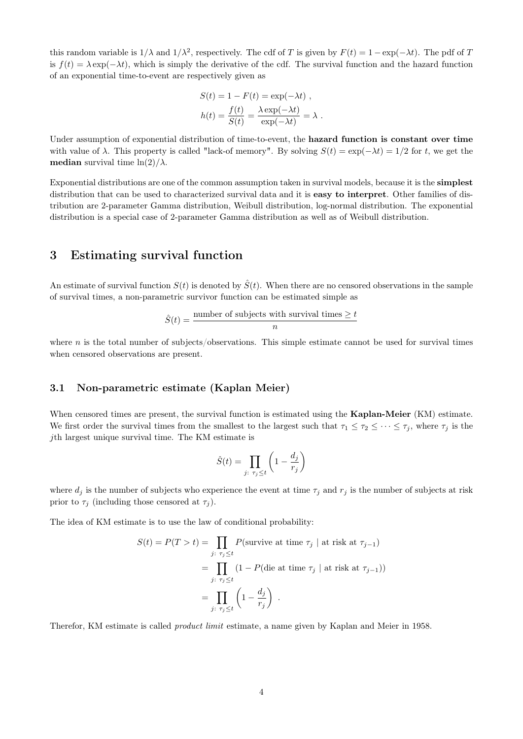this random variable is $1/\lambda$ and $1/\lambda^2$, respectively. The cdf of $T$ is given by $F(t) = 1 - \exp(-\lambda t)$. The pdf of $T$ is $f(t) = \lambda \exp(-\lambda t)$, which is simply the derivative of the cdf. The survival function and the hazard function of an exponential time-to-event are respectively given as

$$
\begin{aligned}
S(t) &= 1 - F(t) = \exp(-\lambda t) \ , \\
h(t) &= \frac{f(t)}{S(t)} = \frac{\lambda \exp(-\lambda t)}{\exp(-\lambda t)} = \lambda \ .
\end{aligned}
$$

Under assumption of exponential distribution of time-to-event, the **hazard function is constant over time** with value of $\lambda$. This property is called "lack-of memory". By solving $S(t) = \exp(-\lambda t) = 1/2$ for $t$, we get the **median** survival time $\ln(2)/\lambda$.

Exponential distributions are one of the common assumption taken in survival models, because it is the **simplest** distribution that can be used to characterized survival data and it is **easy to interpret**. Other families of distribution are 2-parameter Gamma distribution, Weibull distribution, log-normal distribution. The exponential distribution is a special case of 2-parameter Gamma distribution as well as of Weibull distribution.

# 3 Estimating survival function

An estimate of survival function $S(t)$ is denoted by $\hat{S}(t)$. When there are no censored observations in the sample of survival times, a non-parametric survivor function can be estimated simple as

$$
\hat{S}(t) = \frac{\text{number of subjects with survival times} \geq t}{n}
$$

where $n$ is the total number of subjects/observations. This simple estimate cannot be used for survival times when censored observations are present.

## 3.1 Non-parametric estimate (Kaplan Meier)

When censored times are present, the survival function is estimated using the **Kaplan-Meier** (KM) estimate. We first order the survival times from the smallest to the largest such that $\tau_1 \leq \tau_2 \leq \cdots \leq \tau_j$, where $\tau_j$ is the $j$th largest unique survival time. The KM estimate is

$$
\hat{S}(t) = \prod_{j:\ \tau_j \leq t} \left(1 - \frac{d_j}{r_j}\right)
$$

where $d_j$ is the number of subjects who experience the event at time $\tau_j$ and $r_j$ is the number of subjects at risk prior to $\tau_j$ (including those censored at $\tau_j$).

The idea of KM estimate is to use the law of conditional probability:

$$
\begin{aligned}
S(t) = P(T > t) &= \prod_{j:\ \tau_j \leq t} P(\text{survive at time } \tau_j \mid \text{at risk at } \tau_{j-1}) \\
&= \prod_{j:\ \tau_j \leq t} (1 - P(\text{die at time } \tau_j \mid \text{at risk at } \tau_{j-1})) \\
&= \prod_{j:\ \tau_j \leq t} \left(1 - \frac{d_j}{r_j}\right) \ .
\end{aligned}
$$

Therefor, KM estimate is called *product limit* estimate, a name given by Kaplan and Meier in 1958.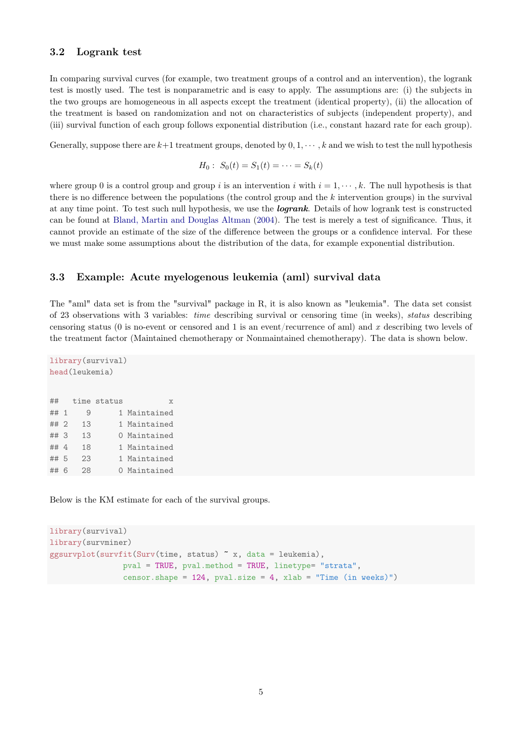### 3.2 Logrank test

In comparing survival curves (for example, two treatment groups of a control and an intervention), the logrank test is mostly used. The test is nonparametric and is easy to apply. The assumptions are: (i) the subjects in the two groups are homogeneous in all aspects except the treatment (identical property), (ii) the allocation of the treatment is based on randomization and not on characteristics of subjects (independent property), and (iii) survival function of each group follows exponential distribution (i.e., constant hazard rate for each group).

Generally, suppose there are $k+1$ treatment groups, denoted by $0, 1, \cdots, k$ and we wish to test the null hypothesis

$$H_0 : \ S_0(t) = S_1(t) = \cdots = S_k(t)$$

where group 0 is a control group and group $i$ is an intervention $i$ with $i = 1, \cdots, k$. The null hypothesis is that there is no difference between the populations (the control group and the $k$ intervention groups) in the survival at any time point. To test such null hypothesis, we use the ***logrank***. Details of how logrank test is constructed can be found at Bland, Martin and Douglas Altman (2004). The test is merely a test of significance. Thus, it cannot provide an estimate of the size of the difference between the groups or a confidence interval. For these we must make some assumptions about the distribution of the data, for example exponential distribution.

### 3.3 Example: Acute myelogenous leukemia (aml) survival data

The "aml" data set is from the "survival" package in R, it is also known as "leukemia". The data set consist of 23 observations with 3 variables: *time* describing survival or censoring time (in weeks), *status* describing censoring status (0 is no-event or censored and 1 is an event/recurrence of aml) and *x* describing two levels of the treatment factor (Maintained chemotherapy or Nonmaintained chemotherapy). The data is shown below.

```
library(survival)
head(leukemia)

##   time status          x
## 1    9      1 Maintained
## 2   13      1 Maintained
## 3   13      0 Maintained
## 4   18      1 Maintained
## 5   23      1 Maintained
## 6   28      0 Maintained
```

Below is the KM estimate for each of the survival groups.

```
library(survival)
library(survminer)
ggsurvplot(survfit(Surv(time, status) ~ x, data = leukemia),
           pval = TRUE, pval.method = TRUE, linetype= "strata",
           censor.shape = 124, pval.size = 4, xlab = "Time (in weeks)")
```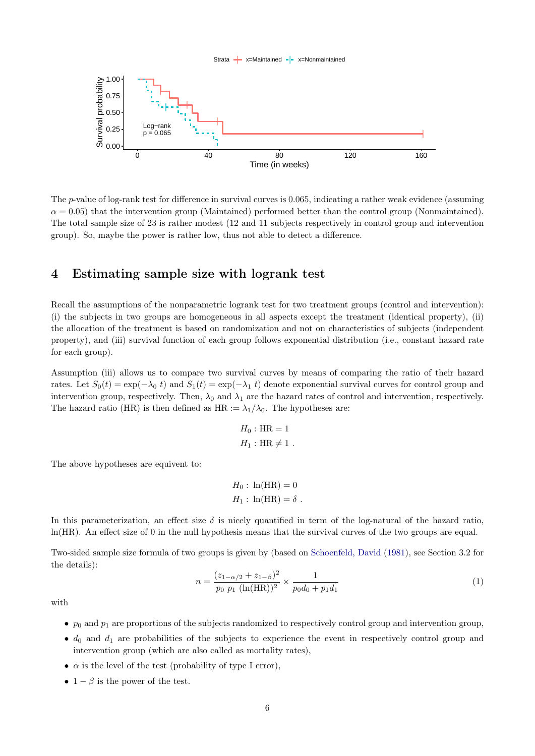The $p$-value of log-rank test for difference in survival curves is 0.065, indicating a rather weak evidence (assuming $\alpha = 0.05$) that the intervention group (Maintained) performed better than the control group (Nonmaintained). The total sample size of 23 is rather modest (12 and 11 subjects respectively in control group and intervention group). So, maybe the power is rather low, thus not able to detect a difference.

# 4 Estimating sample size with logrank test

Recall the assumptions of the nonparametric logrank test for two treatment groups (control and intervention): (i) the subjects in two groups are homogeneous in all aspects except the treatment (identical property), (ii) the allocation of the treatment is based on randomization and not on characteristics of subjects (independent property), and (iii) survival function of each group follows exponential distribution (i.e., constant hazard rate for each group).

Assumption (iii) allows us to compare two survival curves by means of comparing the ratio of their hazard rates. Let $S_0(t) = \exp(-\lambda_0\ t)$ and $S_1(t) = \exp(-\lambda_1\ t)$ denote exponential survival curves for control group and intervention group, respectively. Then, $\lambda_0$ and $\lambda_1$ are the hazard rates of control and intervention, respectively. The hazard ratio (HR) is then defined as $\text{HR} := \lambda_1/\lambda_0$. The hypotheses are:

$$
\begin{aligned}
H_0 &: \text{HR} = 1 \\
H_1 &: \text{HR} \neq 1\ .
\end{aligned}
$$

The above hypotheses are equivent to:

$$
\begin{aligned}
H_0 &: \ \ln(\text{HR}) = 0 \\
H_1 &: \ \ln(\text{HR}) = \delta\ .
\end{aligned}
$$

In this parameterization, an effect size $\delta$ is nicely quantified in term of the log-natural of the hazard ratio, ln(HR). An effect size of 0 in the null hypothesis means that the survival curves of the two groups are equal.

Two-sided sample size formula of two groups is given by (based on Schoenfeld, David (1981), see Section 3.2 for the details):

$$
n = \frac{(z_{1-\alpha/2} + z_{1-\beta})^2}{p_0\ p_1\ (\ln(\text{HR}))^2} \times \frac{1}{p_0 d_0 + p_1 d_1} \tag{1}
$$

with

- $p_0$ and $p_1$ are proportions of the subjects randomized to respectively control group and intervention group,
- $d_0$ and $d_1$ are probabilities of the subjects to experience the event in respectively control group and intervention group (which are also called as mortality rates),
- $\alpha$ is the level of the test (probability of type I error),
- $1 - \beta$ is the power of the test.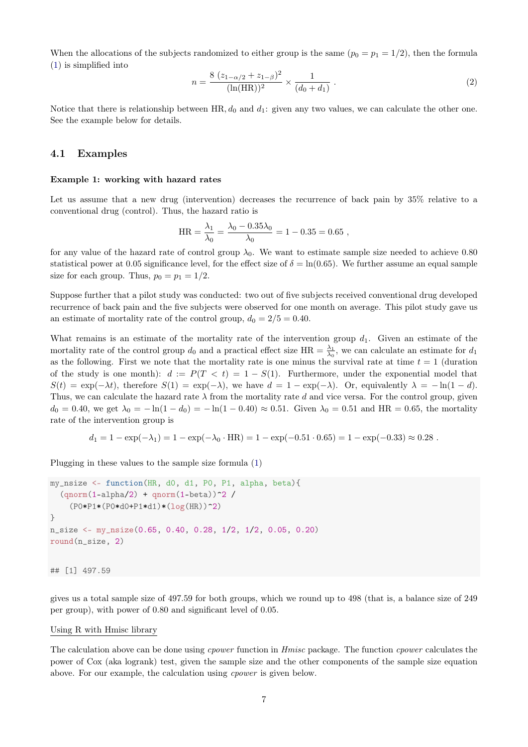When the allocations of the subjects randomized to either group is the same ($p_0 = p_1 = 1/2$), then the formula (1) is simplified into

$$n = \frac{8\,(z_{1-\alpha/2} + z_{1-\beta})^2}{(\ln(\text{HR}))^2} \times \frac{1}{(d_0 + d_1)} \,. \tag{2}$$

Notice that there is relationship between HR, $d_0$ and $d_1$: given any two values, we can calculate the other one. See the example below for details.

### 4.1 Examples

**Example 1: working with hazard rates**

Let us assume that a new drug (intervention) decreases the recurrence of back pain by 35% relative to a conventional drug (control). Thus, the hazard ratio is

$$\text{HR} = \frac{\lambda_1}{\lambda_0} = \frac{\lambda_0 - 0.35\lambda_0}{\lambda_0} = 1 - 0.35 = 0.65 \,,$$

for any value of the hazard rate of control group $\lambda_0$. We want to estimate sample size needed to achieve 0.80 statistical power at 0.05 significance level, for the effect size of $\delta = \ln(0.65)$. We further assume an equal sample size for each group. Thus, $p_0 = p_1 = 1/2$.

Suppose further that a pilot study was conducted: two out of five subjects received conventional drug developed recurrence of back pain and the five subjects were observed for one month on average. This pilot study gave us an estimate of mortality rate of the control group, $d_0 = 2/5 = 0.40$.

What remains is an estimate of the mortality rate of the intervention group $d_1$. Given an estimate of the mortality rate of the control group $d_0$ and a practical effect size $\text{HR} = \frac{\lambda_1}{\lambda_0}$, we can calculate an estimate for $d_1$ as the following. First we note that the mortality rate is one minus the survival rate at time $t = 1$ (duration of the study is one month): $d := P(T < t) = 1 - S(1)$. Furthermore, under the exponential model that $S(t) = \exp(-\lambda t)$, therefore $S(1) = \exp(-\lambda)$, we have $d = 1 - \exp(-\lambda)$. Or, equivalently $\lambda = -\ln(1 - d)$. Thus, we can calculate the hazard rate $\lambda$ from the mortality rate $d$ and vice versa. For the control group, given $d_0 = 0.40$, we get $\lambda_0 = -\ln(1 - d_0) = -\ln(1 - 0.40) \approx 0.51$. Given $\lambda_0 = 0.51$ and $\text{HR} = 0.65$, the mortality rate of the intervention group is

$$d_1 = 1 - \exp(-\lambda_1) = 1 - \exp(-\lambda_0 \cdot \text{HR}) = 1 - \exp(-0.51 \cdot 0.65) = 1 - \exp(-0.33) \approx 0.28 \,.$$

Plugging in these values to the sample size formula (1)

```
my_nsize <- function(HR, d0, d1, P0, P1, alpha, beta){
  (qnorm(1-alpha/2) + qnorm(1-beta))^2 /
    (P0*P1*(P0*d0+P1*d1)*(log(HR))^2)
}
n_size <- my_nsize(0.65, 0.40, 0.28, 1/2, 1/2, 0.05, 0.20)
round(n_size, 2)

## [1] 497.59
```

gives us a total sample size of 497.59 for both groups, which we round up to 498 (that is, a balance size of 249 per group), with power of 0.80 and significant level of 0.05.

Using R with Hmisc library

The calculation above can be done using *cpower* function in *Hmisc* package. The function *cpower* calculates the power of Cox (aka logrank) test, given the sample size and the other components of the sample size equation above. For our example, the calculation using *cpower* is given below.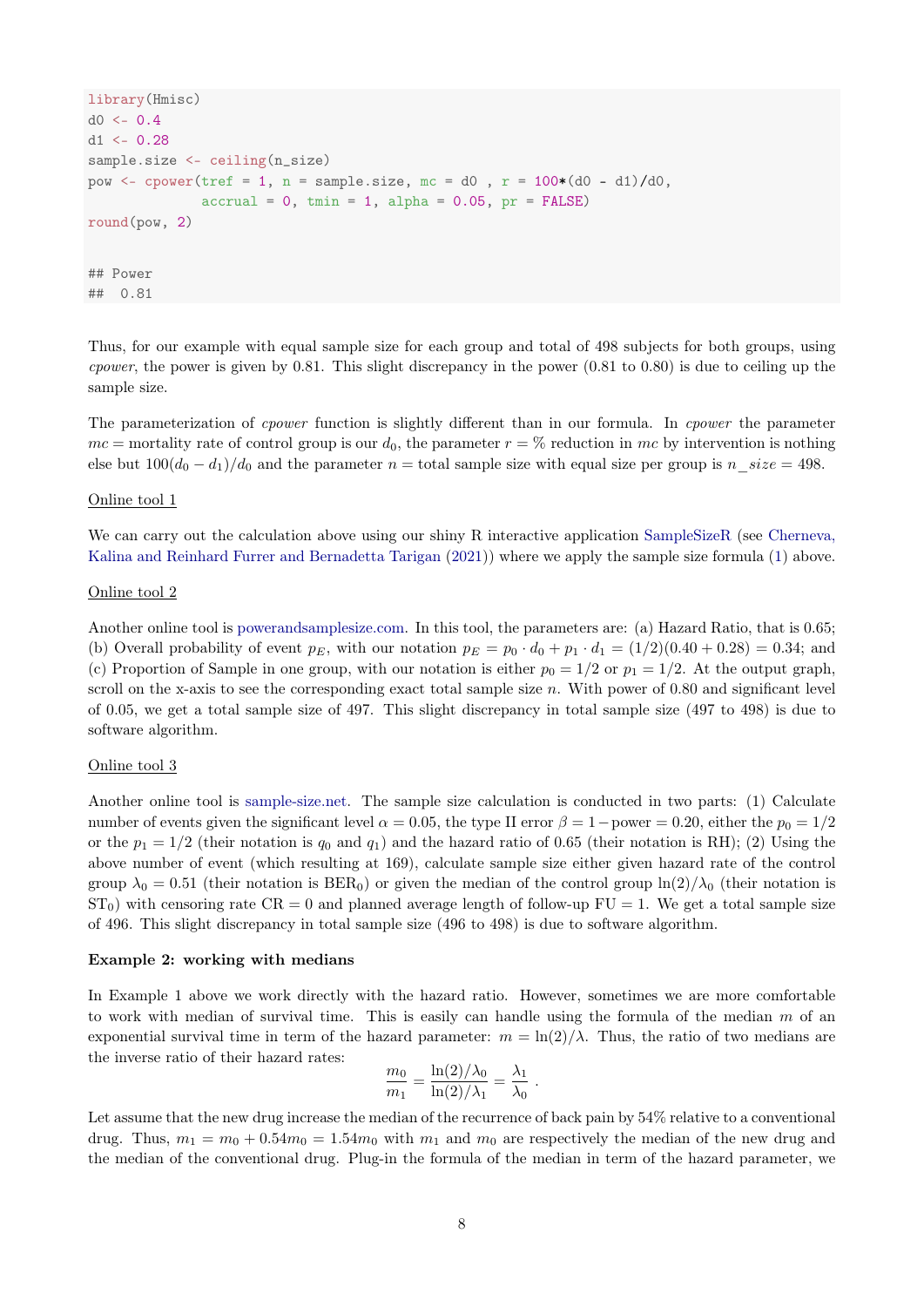```
library(Hmisc)
d0 <- 0.4
d1 <- 0.28
sample.size <- ceiling(n_size)
pow <- cpower(tref = 1, n = sample.size, mc = d0 , r = 100*(d0 - d1)/d0,
              accrual = 0, tmin = 1, alpha = 0.05, pr = FALSE)
round(pow, 2)

## Power
##  0.81
```

Thus, for our example with equal sample size for each group and total of 498 subjects for both groups, using *cpower*, the power is given by 0.81. This slight discrepancy in the power (0.81 to 0.80) is due to ceiling up the sample size.

The parameterization of *cpower* function is slightly different than in our formula. In *cpower* the parameter $mc$ = mortality rate of control group is our $d_0$, the parameter $r$ = % reduction in $mc$ by intervention is nothing else but $100(d_0 - d_1)/d_0$ and the parameter $n$ = total sample size with equal size per group is $n\_size = 498$.

Online tool 1

We can carry out the calculation above using our shiny R interactive application SampleSizeR (see Cherneva, Kalina and Reinhard Furrer and Bernadetta Tarigan (2021)) where we apply the sample size formula (1) above.

Online tool 2

Another online tool is powerandsamplesize.com. In this tool, the parameters are: (a) Hazard Ratio, that is 0.65; (b) Overall probability of event $p_E$, with our notation $p_E = p_0 \cdot d_0 + p_1 \cdot d_1 = (1/2)(0.40 + 0.28) = 0.34$; and (c) Proportion of Sample in one group, with our notation is either $p_0 = 1/2$ or $p_1 = 1/2$. At the output graph, scroll on the x-axis to see the corresponding exact total sample size $n$. With power of 0.80 and significant level of 0.05, we get a total sample size of 497. This slight discrepancy in total sample size (497 to 498) is due to software algorithm.

Online tool 3

Another online tool is sample-size.net. The sample size calculation is conducted in two parts: (1) Calculate number of events given the significant level $\alpha = 0.05$, the type II error $\beta = 1 - \text{power} = 0.20$, either the $p_0 = 1/2$ or the $p_1 = 1/2$ (their notation is $q_0$ and $q_1$) and the hazard ratio of 0.65 (their notation is RH); (2) Using the above number of event (which resulting at 169), calculate sample size either given hazard rate of the control group $\lambda_0 = 0.51$ (their notation is $\text{BER}_0$) or given the median of the control group $\ln(2)/\lambda_0$ (their notation is $\text{ST}_0$) with censoring rate $\text{CR} = 0$ and planned average length of follow-up $\text{FU} = 1$. We get a total sample size of 496. This slight discrepancy in total sample size (496 to 498) is due to software algorithm.

**Example 2: working with medians**

In Example 1 above we work directly with the hazard ratio. However, sometimes we are more comfortable to work with median of survival time. This is easily can handle using the formula of the median $m$ of an exponential survival time in term of the hazard parameter: $m = \ln(2)/\lambda$. Thus, the ratio of two medians are the inverse ratio of their hazard rates:

$$\frac{m_0}{m_1} = \frac{\ln(2)/\lambda_0}{\ln(2)/\lambda_1} = \frac{\lambda_1}{\lambda_0} \; .$$

Let assume that the new drug increase the median of the recurrence of back pain by 54% relative to a conventional drug. Thus, $m_1 = m_0 + 0.54m_0 = 1.54m_0$ with $m_1$ and $m_0$ are respectively the median of the new drug and the median of the conventional drug. Plug-in the formula of the median in term of the hazard parameter, we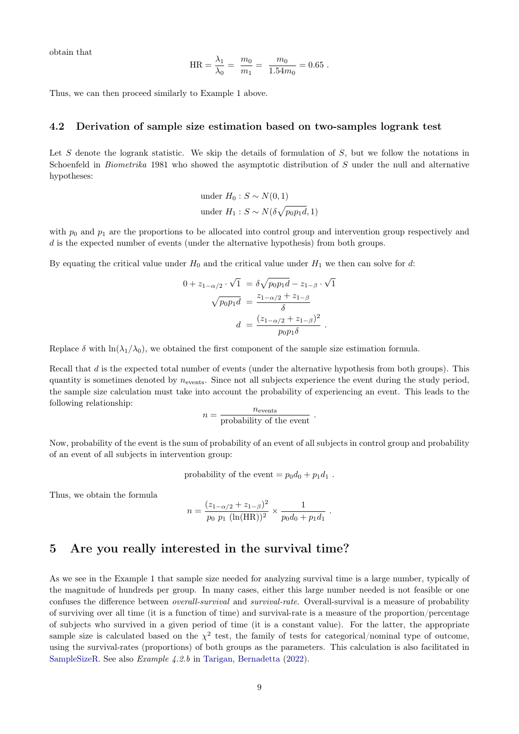obtain that

$$\text{HR} = \frac{\lambda_1}{\lambda_0} = \frac{m_0}{m_1} = \frac{m_0}{1.54 m_0} = 0.65 \ .$$

Thus, we can then proceed similarly to Example 1 above.

### 4.2 Derivation of sample size estimation based on two-samples logrank test

Let $S$ denote the logrank statistic. We skip the details of formulation of $S$, but we follow the notations in Schoenfeld in *Biometrika* 1981 who showed the asymptotic distribution of $S$ under the null and alternative hypotheses:

$$\begin{aligned} &\text{under } H_0 : S \sim N(0, 1) \\ &\text{under } H_1 : S \sim N(\delta\sqrt{p_0 p_1 d}, 1) \end{aligned}$$

with $p_0$ and $p_1$ are the proportions to be allocated into control group and intervention group respectively and $d$ is the expected number of events (under the alternative hypothesis) from both groups.

By equating the critical value under $H_0$ and the critical value under $H_1$ we then can solve for $d$:

$$\begin{aligned} 0 + z_{1-\alpha/2} \cdot \sqrt{1} &= \delta\sqrt{p_0 p_1 d} - z_{1-\beta} \cdot \sqrt{1} \\ \sqrt{p_0 p_1 d} &= \frac{z_{1-\alpha/2} + z_{1-\beta}}{\delta} \\ d &= \frac{(z_{1-\alpha/2} + z_{1-\beta})^2}{p_0 p_1 \delta} \ . \end{aligned}$$

Replace $\delta$ with $\ln(\lambda_1/\lambda_0)$, we obtained the first component of the sample size estimation formula.

Recall that $d$ is the expected total number of events (under the alternative hypothesis from both groups). This quantity is sometimes denoted by $n_{\text{events}}$. Since not all subjects experience the event during the study period, the sample size calculation must take into account the probability of experiencing an event. This leads to the following relationship:

$$n = \frac{n_{\text{events}}}{\text{probability of the event}} \ .$$

Now, probability of the event is the sum of probability of an event of all subjects in control group and probability of an event of all subjects in intervention group:

$$\text{probability of the event} = p_0 d_0 + p_1 d_1 \ .$$

Thus, we obtain the formula

$$n = \frac{(z_{1-\alpha/2} + z_{1-\beta})^2}{p_0 \ p_1 \ (\ln(\text{HR}))^2} \times \frac{1}{p_0 d_0 + p_1 d_1} \ .$$

## 5 Are you really interested in the survival time?

As we see in the Example 1 that sample size needed for analyzing survival time is a large number, typically of the magnitude of hundreds per group. In many cases, either this large number needed is not feasible or one confuses the difference between *overall-survival* and *survival-rate*. Overall-survival is a measure of probability of surviving over all time (it is a function of time) and survival-rate is a measure of the proportion/percentage of subjects who survived in a given period of time (it is a constant value). For the latter, the appropriate sample size is calculated based on the $\chi^2$ test, the family of tests for categorical/nominal type of outcome, using the survival-rates (proportions) of both groups as the parameters. This calculation is also facilitated in SampleSizeR. See also *Example 4.2.b* in Tarigan, Bernadetta (2022).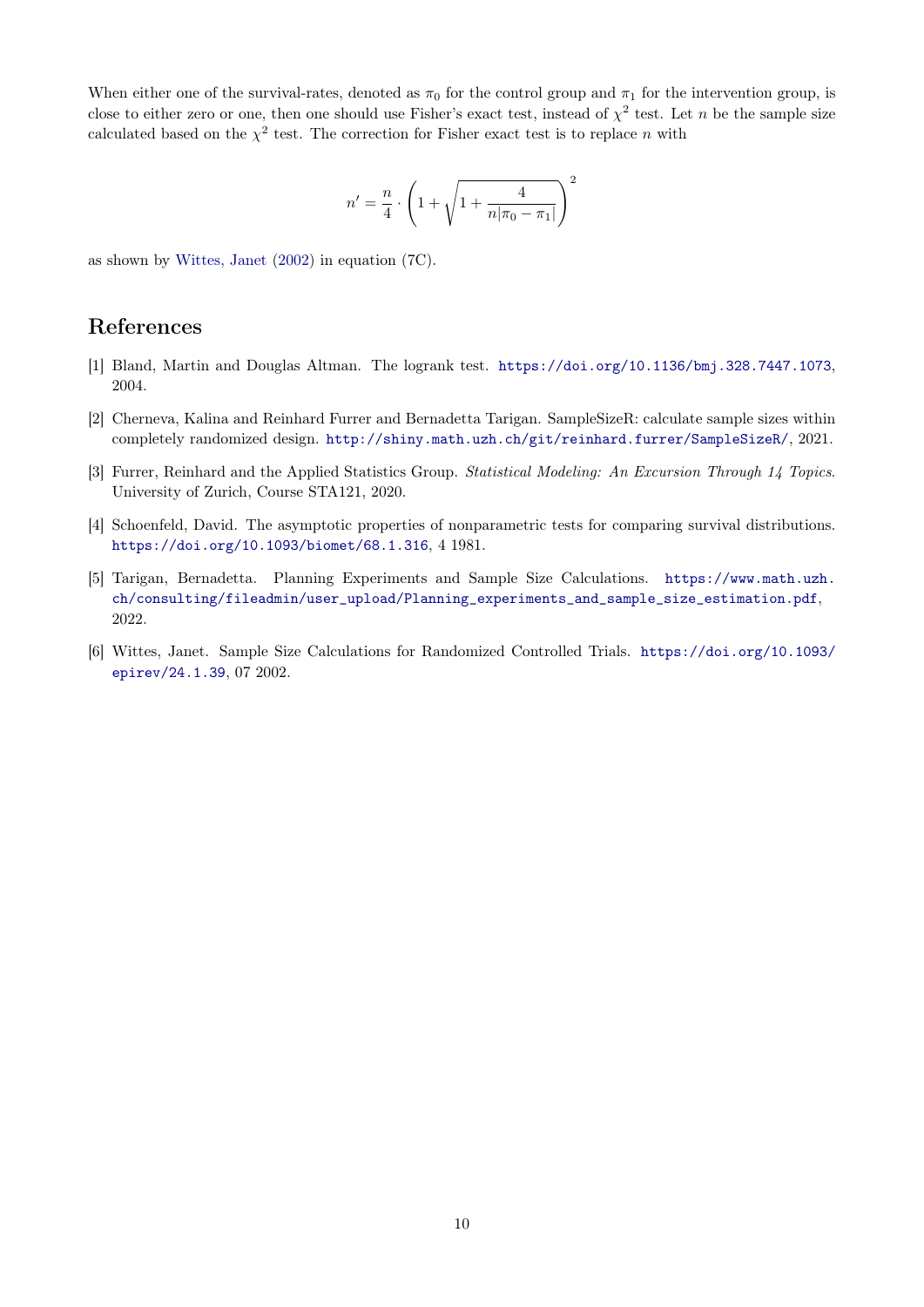When either one of the survival-rates, denoted as $\pi_0$ for the control group and $\pi_1$ for the intervention group, is close to either zero or one, then one should use Fisher's exact test, instead of $\chi^2$ test. Let $n$ be the sample size calculated based on the $\chi^2$ test. The correction for Fisher exact test is to replace $n$ with

$$n' = \frac{n}{4} \cdot \left(1 + \sqrt{1 + \frac{4}{n|\pi_0 - \pi_1|}}\right)^2$$

as shown by Wittes, Janet (2002) in equation (7C).

## References

[1] Bland, Martin and Douglas Altman. The logrank test. https://doi.org/10.1136/bmj.328.7447.1073, 2004.

[2] Cherneva, Kalina and Reinhard Furrer and Bernadetta Tarigan. SampleSizeR: calculate sample sizes within completely randomized design. http://shiny.math.uzh.ch/git/reinhard.furrer/SampleSizeR/, 2021.

[3] Furrer, Reinhard and the Applied Statistics Group. *Statistical Modeling: An Excursion Through 14 Topics*. University of Zurich, Course STA121, 2020.

[4] Schoenfeld, David. The asymptotic properties of nonparametric tests for comparing survival distributions. https://doi.org/10.1093/biomet/68.1.316, 4 1981.

[5] Tarigan, Bernadetta. Planning Experiments and Sample Size Calculations. https://www.math.uzh.ch/consulting/fileadmin/user_upload/Planning_experiments_and_sample_size_estimation.pdf, 2022.

[6] Wittes, Janet. Sample Size Calculations for Randomized Controlled Trials. https://doi.org/10.1093/epirev/24.1.39, 07 2002.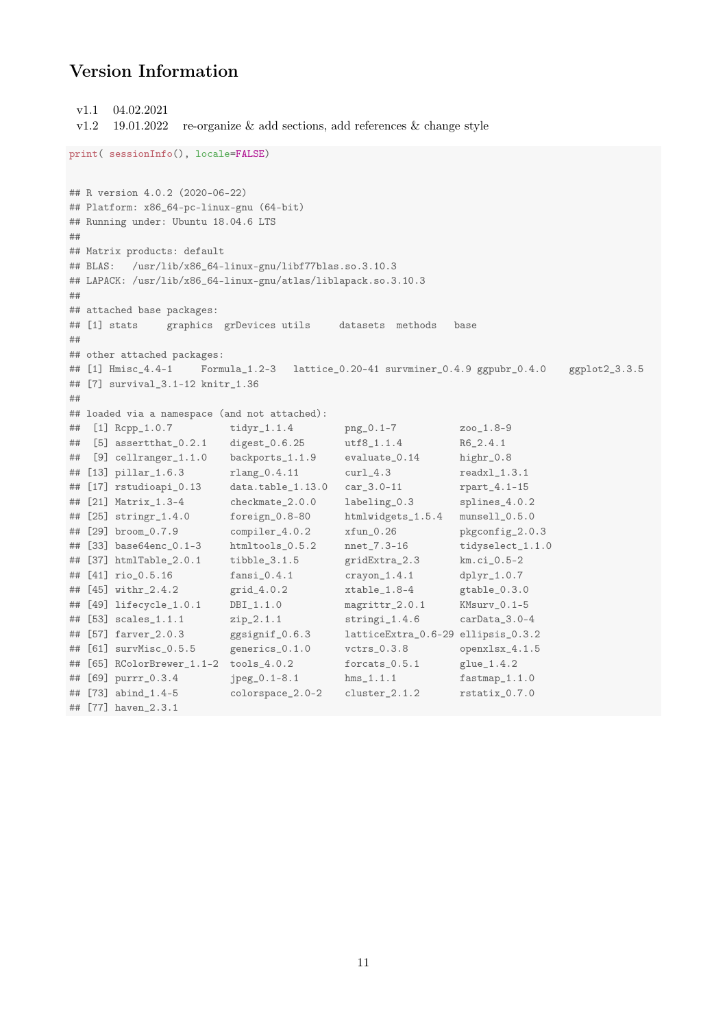# Version Information

v1.1 04.02.2021

v1.2 19.01.2022 re-organize & add sections, add references & change style

```
print( sessionInfo(), locale=FALSE)
```

```
## R version 4.0.2 (2020-06-22)
## Platform: x86_64-pc-linux-gnu (64-bit)
## Running under: Ubuntu 18.04.6 LTS
##
## Matrix products: default
## BLAS:   /usr/lib/x86_64-linux-gnu/libf77blas.so.3.10.3
## LAPACK: /usr/lib/x86_64-linux-gnu/atlas/liblapack.so.3.10.3
##
## attached base packages:
## [1] stats     graphics  grDevices utils     datasets  methods   base
##
## other attached packages:
## [1] Hmisc_4.4-1     Formula_1.2-3   lattice_0.20-41 survminer_0.4.9 ggpubr_0.4.0    ggplot2_3.3.5
## [7] survival_3.1-12 knitr_1.36
##
## loaded via a namespace (and not attached):
##  [1] Rcpp_1.0.7          tidyr_1.1.4         png_0.1-7           zoo_1.8-9
##  [5] assertthat_0.2.1    digest_0.6.25       utf8_1.1.4          R6_2.4.1
##  [9] cellranger_1.1.0    backports_1.1.9     evaluate_0.14       highr_0.8
## [13] pillar_1.6.3        rlang_0.4.11        curl_4.3            readxl_1.3.1
## [17] rstudioapi_0.13     data.table_1.13.0   car_3.0-11          rpart_4.1-15
## [21] Matrix_1.3-4        checkmate_2.0.0     labeling_0.3        splines_4.0.2
## [25] stringr_1.4.0       foreign_0.8-80      htmlwidgets_1.5.4   munsell_0.5.0
## [29] broom_0.7.9         compiler_4.0.2      xfun_0.26           pkgconfig_2.0.3
## [33] base64enc_0.1-3     htmltools_0.5.2     nnet_7.3-16         tidyselect_1.1.0
## [37] htmlTable_2.0.1     tibble_3.1.5        gridExtra_2.3       km.ci_0.5-2
## [41] rio_0.5.16          fansi_0.4.1         crayon_1.4.1        dplyr_1.0.7
## [45] withr_2.4.2         grid_4.0.2          xtable_1.8-4        gtable_0.3.0
## [49] lifecycle_1.0.1     DBI_1.1.0           magrittr_2.0.1      KMsurv_0.1-5
## [53] scales_1.1.1        zip_2.1.1           stringi_1.4.6       carData_3.0-4
## [57] farver_2.0.3        ggsignif_0.6.3      latticeExtra_0.6-29 ellipsis_0.3.2
## [61] survMisc_0.5.5      generics_0.1.0      vctrs_0.3.8         openxlsx_4.1.5
## [65] RColorBrewer_1.1-2  tools_4.0.2         forcats_0.5.1       glue_1.4.2
## [69] purrr_0.3.4         jpeg_0.1-8.1        hms_1.1.1           fastmap_1.1.0
## [73] abind_1.4-5         colorspace_2.0-2    cluster_2.1.2       rstatix_0.7.0
## [77] haven_2.3.1
```